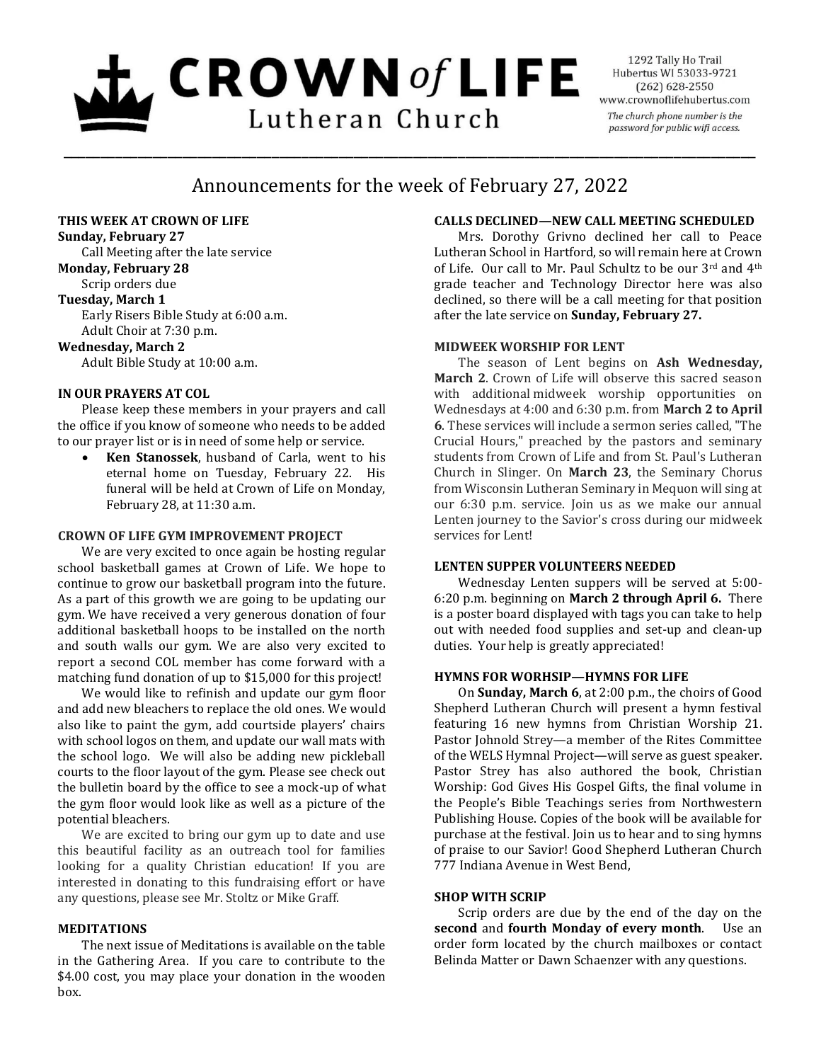# CROWN of LIFE Lutheran Church

1292 Tally Ho Trail
Hubertus WI 53033-9721
(262) 628-2550
www.crownoflifehubertus.com
*The church phone number is the password for public wifi access.*

## Announcements for the week of February 27, 2022

### THIS WEEK AT CROWN OF LIFE

**Sunday, February 27**
Call Meeting after the late service

**Monday, February 28**
Scrip orders due

**Tuesday, March 1**
Early Risers Bible Study at 6:00 a.m.
Adult Choir at 7:30 p.m.

**Wednesday, March 2**
Adult Bible Study at 10:00 a.m.

### IN OUR PRAYERS AT COL

Please keep these members in your prayers and call the office if you know of someone who needs to be added to our prayer list or is in need of some help or service.

- **Ken Stanossek**, husband of Carla, went to his eternal home on Tuesday, February 22. His funeral will be held at Crown of Life on Monday, February 28, at 11:30 a.m.

### CROWN OF LIFE GYM IMPROVEMENT PROJECT

We are very excited to once again be hosting regular school basketball games at Crown of Life. We hope to continue to grow our basketball program into the future. As a part of this growth we are going to be updating our gym. We have received a very generous donation of four additional basketball hoops to be installed on the north and south walls our gym. We are also very excited to report a second COL member has come forward with a matching fund donation of up to $15,000 for this project!

We would like to refinish and update our gym floor and add new bleachers to replace the old ones. We would also like to paint the gym, add courtside players' chairs with school logos on them, and update our wall mats with the school logo. We will also be adding new pickleball courts to the floor layout of the gym. Please see check out the bulletin board by the office to see a mock-up of what the gym floor would look like as well as a picture of the potential bleachers.

We are excited to bring our gym up to date and use this beautiful facility as an outreach tool for families looking for a quality Christian education! If you are interested in donating to this fundraising effort or have any questions, please see Mr. Stoltz or Mike Graff.

### MEDITATIONS

The next issue of Meditations is available on the table in the Gathering Area. If you care to contribute to the $4.00 cost, you may place your donation in the wooden box.

### CALLS DECLINED—NEW CALL MEETING SCHEDULED

Mrs. Dorothy Grivno declined her call to Peace Lutheran School in Hartford, so will remain here at Crown of Life. Our call to Mr. Paul Schultz to be our 3rd and 4th grade teacher and Technology Director here was also declined, so there will be a call meeting for that position after the late service on **Sunday, February 27.**

### MIDWEEK WORSHIP FOR LENT

The season of Lent begins on **Ash Wednesday, March 2**. Crown of Life will observe this sacred season with additional midweek worship opportunities on Wednesdays at 4:00 and 6:30 p.m. from **March 2 to April 6**. These services will include a sermon series called, "The Crucial Hours," preached by the pastors and seminary students from Crown of Life and from St. Paul's Lutheran Church in Slinger. On **March 23**, the Seminary Chorus from Wisconsin Lutheran Seminary in Mequon will sing at our 6:30 p.m. service. Join us as we make our annual Lenten journey to the Savior's cross during our midweek services for Lent!

### LENTEN SUPPER VOLUNTEERS NEEDED

Wednesday Lenten suppers will be served at 5:00-6:20 p.m. beginning on **March 2 through April 6.** There is a poster board displayed with tags you can take to help out with needed food supplies and set-up and clean-up duties. Your help is greatly appreciated!

### HYMNS FOR WORHSIP—HYMNS FOR LIFE

On **Sunday, March 6**, at 2:00 p.m., the choirs of Good Shepherd Lutheran Church will present a hymn festival featuring 16 new hymns from Christian Worship 21. Pastor Johnold Strey—a member of the Rites Committee of the WELS Hymnal Project—will serve as guest speaker. Pastor Strey has also authored the book, Christian Worship: God Gives His Gospel Gifts, the final volume in the People's Bible Teachings series from Northwestern Publishing House. Copies of the book will be available for purchase at the festival. Join us to hear and to sing hymns of praise to our Savior! Good Shepherd Lutheran Church 777 Indiana Avenue in West Bend,

### SHOP WITH SCRIP

Scrip orders are due by the end of the day on the **second** and **fourth Monday of every month**. Use an order form located by the church mailboxes or contact Belinda Matter or Dawn Schaenzer with any questions.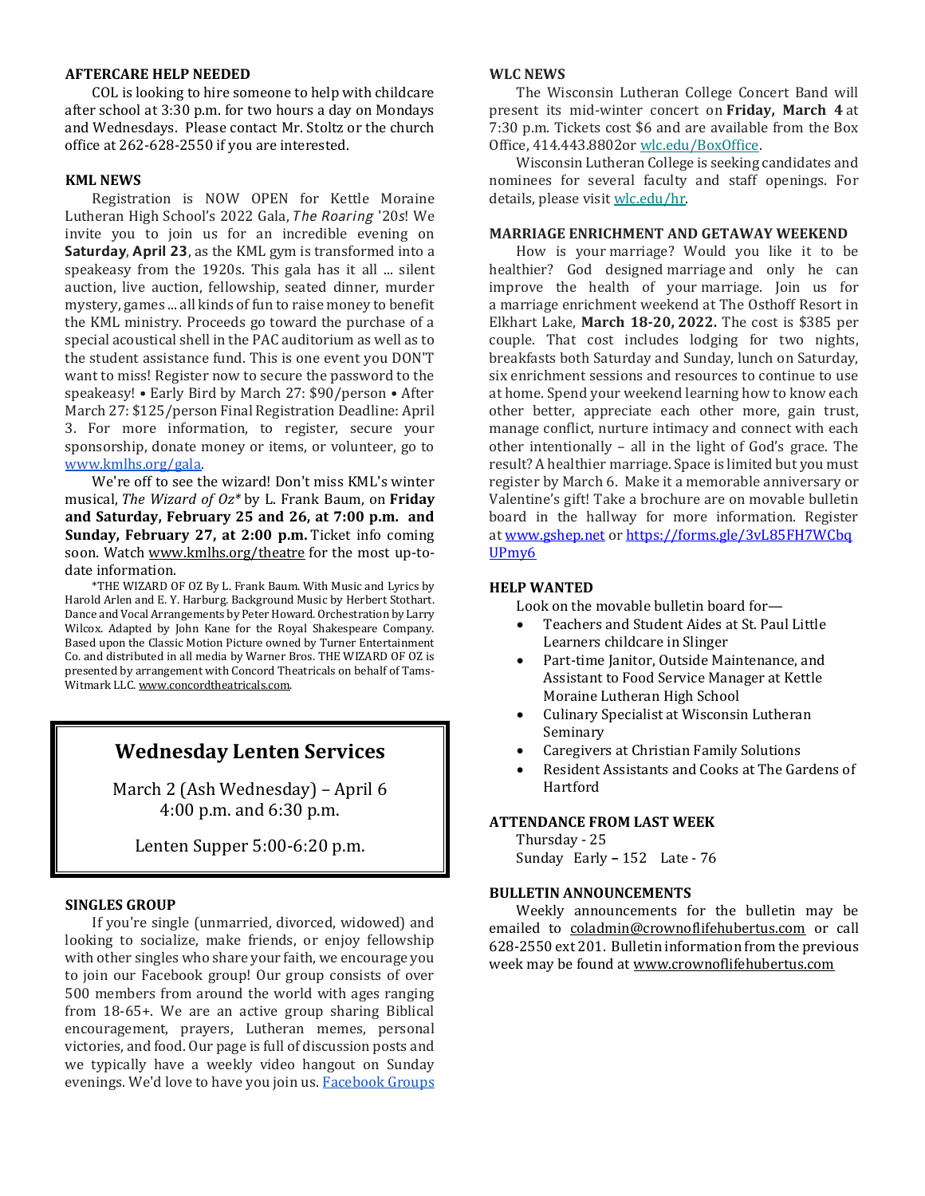### AFTERCARE HELP NEEDED

COL is looking to hire someone to help with childcare after school at 3:30 p.m. for two hours a day on Mondays and Wednesdays. Please contact Mr. Stoltz or the church office at 262-628-2550 if you are interested.

### KML NEWS

Registration is NOW OPEN for Kettle Moraine Lutheran High School's 2022 Gala, *The Roaring '20s*! We invite you to join us for an incredible evening on **Saturday**, **April 23**, as the KML gym is transformed into a speakeasy from the 1920s. This gala has it all ... silent auction, live auction, fellowship, seated dinner, murder mystery, games ... all kinds of fun to raise money to benefit the KML ministry. Proceeds go toward the purchase of a special acoustical shell in the PAC auditorium as well as to the student assistance fund. This is one event you DON'T want to miss! Register now to secure the password to the speakeasy! • Early Bird by March 27: $90/person • After March 27: $125/person Final Registration Deadline: April 3. For more information, to register, secure your sponsorship, donate money or items, or volunteer, go to www.kmlhs.org/gala.

We're off to see the wizard! Don't miss KML's winter musical, *The Wizard of Oz** by L. Frank Baum, on **Friday and Saturday, February 25 and 26, at 7:00 p.m. and Sunday, February 27, at 2:00 p.m.** Ticket info coming soon. Watch www.kmlhs.org/theatre for the most up-to-date information.

*THE WIZARD OF OZ By L. Frank Baum. With Music and Lyrics by Harold Arlen and E. Y. Harburg. Background Music by Herbert Stothart. Dance and Vocal Arrangements by Peter Howard. Orchestration by Larry Wilcox. Adapted by John Kane for the Royal Shakespeare Company. Based upon the Classic Motion Picture owned by Turner Entertainment Co. and distributed in all media by Warner Bros. THE WIZARD OF OZ is presented by arrangement with Concord Theatricals on behalf of Tams-Witmark LLC. www.concordtheatricals.com.

## Wednesday Lenten Services

March 2 (Ash Wednesday) – April 6
4:00 p.m. and 6:30 p.m.

Lenten Supper 5:00-6:20 p.m.

### SINGLES GROUP

If you're single (unmarried, divorced, widowed) and looking to socialize, make friends, or enjoy fellowship with other singles who share your faith, we encourage you to join our Facebook group! Our group consists of over 500 members from around the world with ages ranging from 18-65+. We are an active group sharing Biblical encouragement, prayers, Lutheran memes, personal victories, and food. Our page is full of discussion posts and we typically have a weekly video hangout on Sunday evenings. We'd love to have you join us. Facebook Groups

### WLC NEWS

The Wisconsin Lutheran College Concert Band will present its mid-winter concert on **Friday, March 4** at 7:30 p.m. Tickets cost $6 and are available from the Box Office, 414.443.8802or wlc.edu/BoxOffice.

Wisconsin Lutheran College is seeking candidates and nominees for several faculty and staff openings. For details, please visit wlc.edu/hr.

### MARRIAGE ENRICHMENT AND GETAWAY WEEKEND

How is your marriage? Would you like it to be healthier? God designed marriage and only he can improve the health of your marriage. Join us for a marriage enrichment weekend at The Osthoff Resort in Elkhart Lake, **March 18-20, 2022.** The cost is $385 per couple. That cost includes lodging for two nights, breakfasts both Saturday and Sunday, lunch on Saturday, six enrichment sessions and resources to continue to use at home. Spend your weekend learning how to know each other better, appreciate each other more, gain trust, manage conflict, nurture intimacy and connect with each other intentionally – all in the light of God's grace. The result? A healthier marriage. Space is limited but you must register by March 6. Make it a memorable anniversary or Valentine's gift! Take a brochure are on movable bulletin board in the hallway for more information. Register at www.gshep.net or https://forms.gle/3vL85FH7WCbqUPmy6

### HELP WANTED

Look on the movable bulletin board for—

- Teachers and Student Aides at St. Paul Little Learners childcare in Slinger
- Part-time Janitor, Outside Maintenance, and Assistant to Food Service Manager at Kettle Moraine Lutheran High School
- Culinary Specialist at Wisconsin Lutheran Seminary
- Caregivers at Christian Family Solutions
- Resident Assistants and Cooks at The Gardens of Hartford

### ATTENDANCE FROM LAST WEEK

Thursday - 25
Sunday Early – 152 Late - 76

### BULLETIN ANNOUNCEMENTS

Weekly announcements for the bulletin may be emailed to coladmin@crownoflifehubertus.com or call 628-2550 ext 201. Bulletin information from the previous week may be found at www.crownoflifehubertus.com